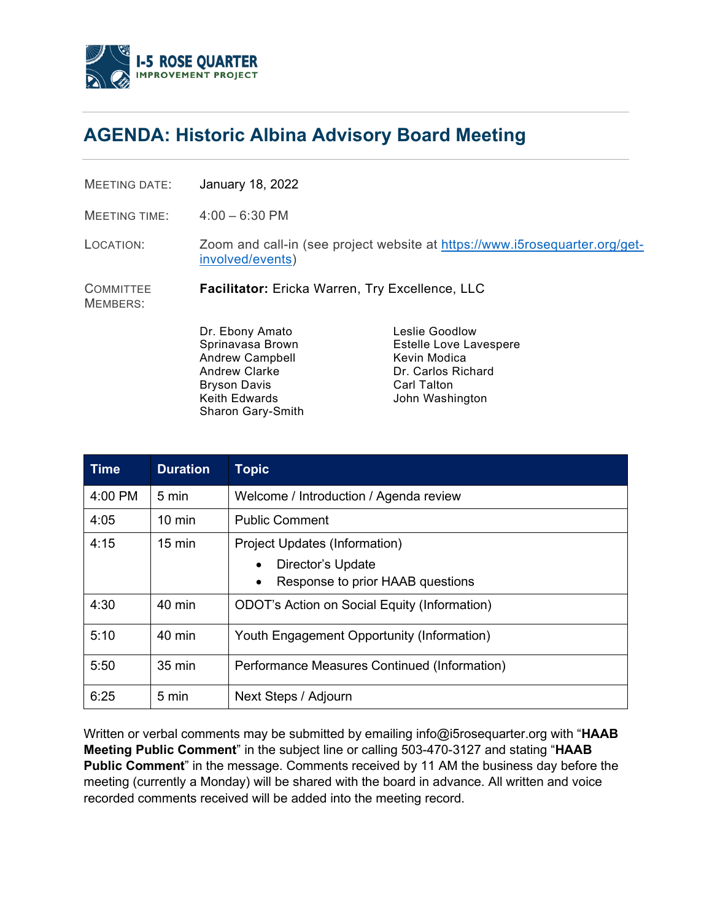I-5 ROSE QUARTER
IMPROVEMENT PROJECT

# AGENDA: Historic Albina Advisory Board Meeting

MEETING DATE: January 18, 2022

MEETING TIME: 4:00 – 6:30 PM

LOCATION: Zoom and call-in (see project website at https://www.i5rosequarter.org/get-involved/events)

COMMITTEE MEMBERS: **Facilitator:** Ericka Warren, Try Excellence, LLC

Dr. Ebony Amato
Sprinavasa Brown
Andrew Campbell
Andrew Clarke
Bryson Davis
Keith Edwards
Sharon Gary-Smith
Leslie Goodlow
Estelle Love Lavespere
Kevin Modica
Dr. Carlos Richard
Carl Talton
John Washington

| Time | Duration | Topic |
|---|---|---|
| 4:00 PM | 5 min | Welcome / Introduction / Agenda review |
| 4:05 | 10 min | Public Comment |
| 4:15 | 15 min | Project Updates (Information)<br>• Director's Update<br>• Response to prior HAAB questions |
| 4:30 | 40 min | ODOT's Action on Social Equity (Information) |
| 5:10 | 40 min | Youth Engagement Opportunity (Information) |
| 5:50 | 35 min | Performance Measures Continued (Information) |
| 6:25 | 5 min | Next Steps / Adjourn |

Written or verbal comments may be submitted by emailing info@i5rosequarter.org with "**HAAB Meeting Public Comment**" in the subject line or calling 503-470-3127 and stating "**HAAB Public Comment**" in the message. Comments received by 11 AM the business day before the meeting (currently a Monday) will be shared with the board in advance. All written and voice recorded comments received will be added into the meeting record.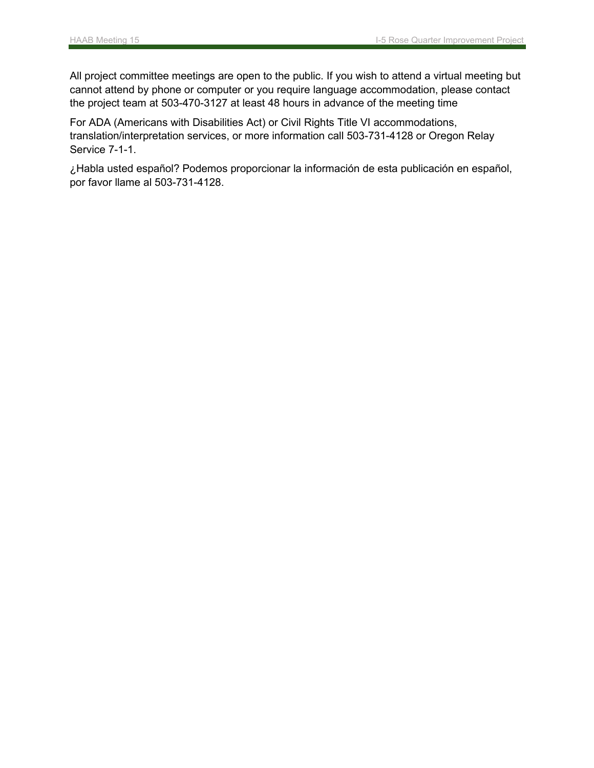All project committee meetings are open to the public. If you wish to attend a virtual meeting but cannot attend by phone or computer or you require language accommodation, please contact the project team at 503-470-3127 at least 48 hours in advance of the meeting time

For ADA (Americans with Disabilities Act) or Civil Rights Title VI accommodations, translation/interpretation services, or more information call 503-731-4128 or Oregon Relay Service 7-1-1.

¿Habla usted español? Podemos proporcionar la información de esta publicación en español, por favor llame al 503-731-4128.